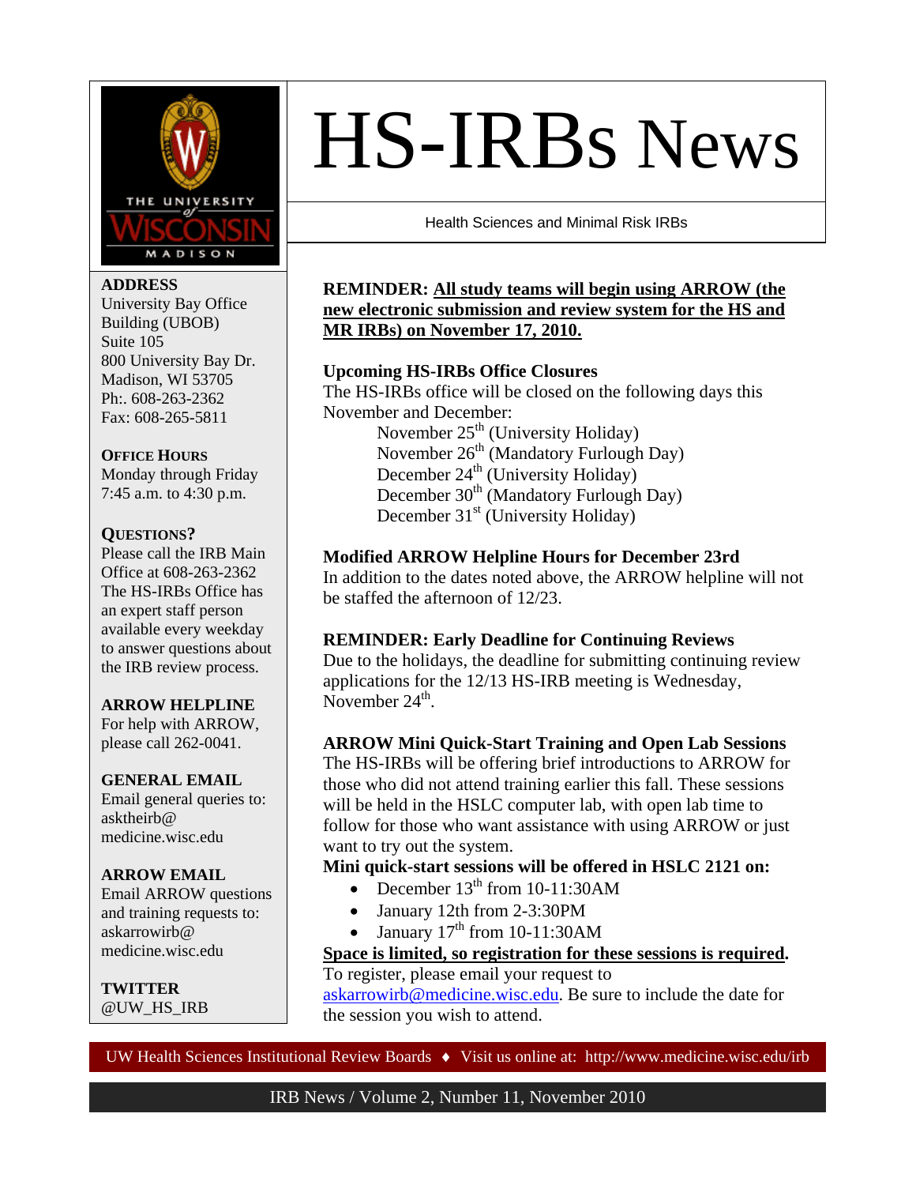# HS-IRBs News

Health Sciences and Minimal Risk IRBs

**ADDRESS**
University Bay Office Building (UBOB)
Suite 105
800 University Bay Dr.
Madison, WI 53705
Ph:. 608-263-2362
Fax: 608-265-5811

**OFFICE HOURS**
Monday through Friday
7:45 a.m. to 4:30 p.m.

**QUESTIONS?**
Please call the IRB Main Office at 608-263-2362
The HS-IRBs Office has an expert staff person available every weekday to answer questions about the IRB review process.

**ARROW HELPLINE**
For help with ARROW, please call 262-0041.

**GENERAL EMAIL**
Email general queries to: asktheirb@ medicine.wisc.edu

**ARROW EMAIL**
Email ARROW questions and training requests to: askarrowirb@ medicine.wisc.edu

**TWITTER**
@UW_HS_IRB

**REMINDER: <u>All study teams will begin using ARROW (the new electronic submission and review system for the HS and MR IRBs) on November 17, 2010.</u>**

**Upcoming HS-IRBs Office Closures**

The HS-IRBs office will be closed on the following days this November and December:

November 25th (University Holiday)
November 26th (Mandatory Furlough Day)
December 24th (University Holiday)
December 30th (Mandatory Furlough Day)
December 31st (University Holiday)

**Modified ARROW Helpline Hours for December 23rd**

In addition to the dates noted above, the ARROW helpline will not be staffed the afternoon of 12/23.

**REMINDER: Early Deadline for Continuing Reviews**

Due to the holidays, the deadline for submitting continuing review applications for the 12/13 HS-IRB meeting is Wednesday, November 24th.

**ARROW Mini Quick-Start Training and Open Lab Sessions**

The HS-IRBs will be offering brief introductions to ARROW for those who did not attend training earlier this fall. These sessions will be held in the HSLC computer lab, with open lab time to follow for those who want assistance with using ARROW or just want to try out the system.

**Mini quick-start sessions will be offered in HSLC 2121 on:**

- December 13th from 10-11:30AM
- January 12th from 2-3:30PM
- January 17th from 10-11:30AM

**<u>Space is limited, so registration for these sessions is required</u>.**
To register, please email your request to askarrowirb@medicine.wisc.edu. Be sure to include the date for the session you wish to attend.

UW Health Sciences Institutional Review Boards ♦ Visit us online at: http://www.medicine.wisc.edu/irb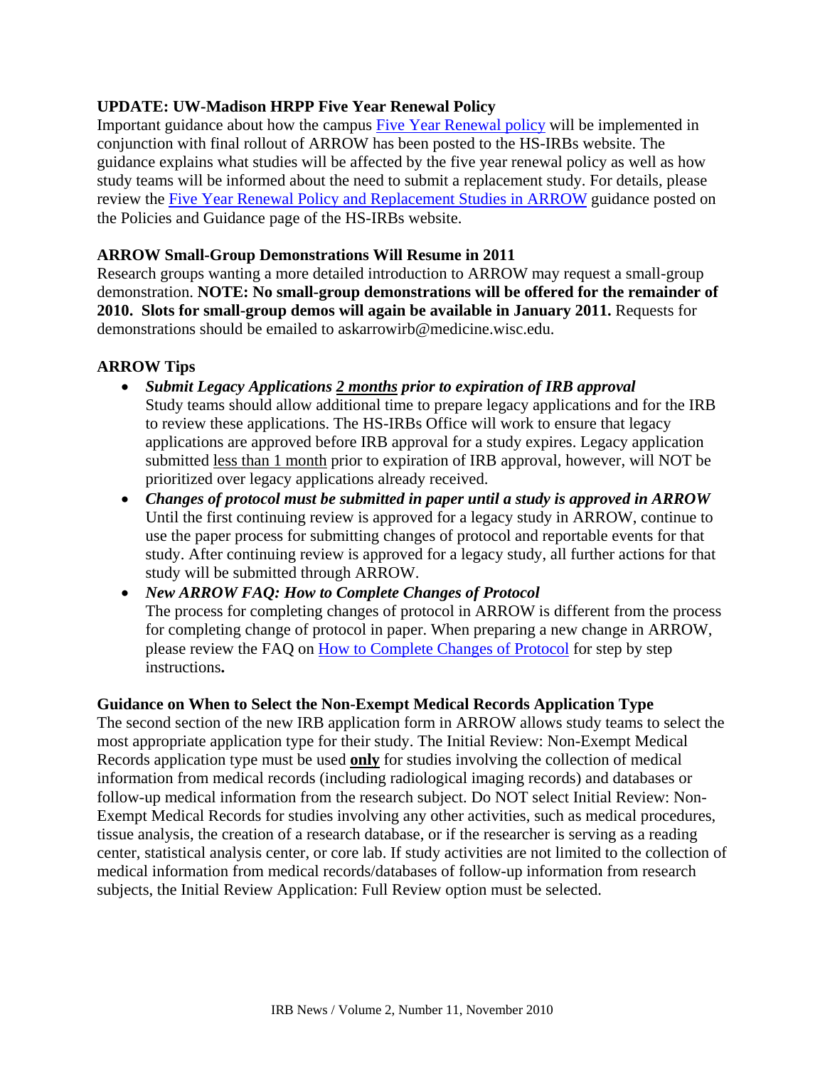## UPDATE: UW-Madison HRPP Five Year Renewal Policy

Important guidance about how the campus Five Year Renewal policy will be implemented in conjunction with final rollout of ARROW has been posted to the HS-IRBs website. The guidance explains what studies will be affected by the five year renewal policy as well as how study teams will be informed about the need to submit a replacement study. For details, please review the Five Year Renewal Policy and Replacement Studies in ARROW guidance posted on the Policies and Guidance page of the HS-IRBs website.

## ARROW Small-Group Demonstrations Will Resume in 2011

Research groups wanting a more detailed introduction to ARROW may request a small-group demonstration. **NOTE: No small-group demonstrations will be offered for the remainder of 2010. Slots for small-group demos will again be available in January 2011.** Requests for demonstrations should be emailed to askarrowirb@medicine.wisc.edu.

## ARROW Tips

- ***Submit Legacy Applications <u>2 months</u> prior to expiration of IRB approval***
  Study teams should allow additional time to prepare legacy applications and for the IRB to review these applications. The HS-IRBs Office will work to ensure that legacy applications are approved before IRB approval for a study expires. Legacy application submitted <u>less than 1 month</u> prior to expiration of IRB approval, however, will NOT be prioritized over legacy applications already received.
- ***Changes of protocol must be submitted in paper until a study is approved in ARROW***
  Until the first continuing review is approved for a legacy study in ARROW, continue to use the paper process for submitting changes of protocol and reportable events for that study. After continuing review is approved for a legacy study, all further actions for that study will be submitted through ARROW.
- ***New ARROW FAQ: How to Complete Changes of Protocol***
  The process for completing changes of protocol in ARROW is different from the process for completing change of protocol in paper. When preparing a new change in ARROW, please review the FAQ on How to Complete Changes of Protocol for step by step instructions**.**

## Guidance on When to Select the Non-Exempt Medical Records Application Type

The second section of the new IRB application form in ARROW allows study teams to select the most appropriate application type for their study. The Initial Review: Non-Exempt Medical Records application type must be used **<u>only</u>** for studies involving the collection of medical information from medical records (including radiological imaging records) and databases or follow-up medical information from the research subject. Do NOT select Initial Review: Non-Exempt Medical Records for studies involving any other activities, such as medical procedures, tissue analysis, the creation of a research database, or if the researcher is serving as a reading center, statistical analysis center, or core lab. If study activities are not limited to the collection of medical information from medical records/databases of follow-up information from research subjects, the Initial Review Application: Full Review option must be selected.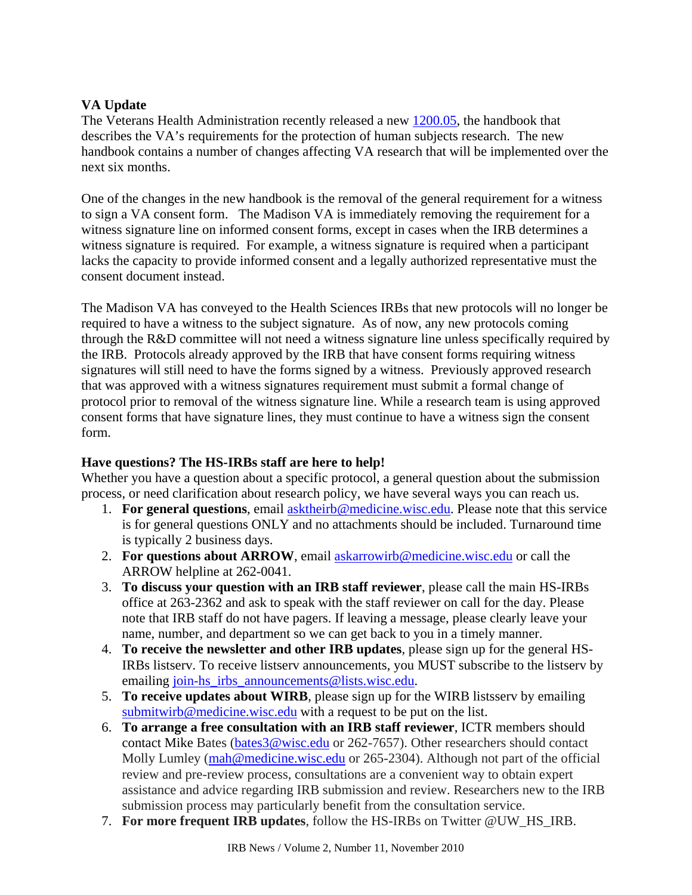**VA Update**

The Veterans Health Administration recently released a new [1200.05](1200.05), the handbook that describes the VA's requirements for the protection of human subjects research. The new handbook contains a number of changes affecting VA research that will be implemented over the next six months.

One of the changes in the new handbook is the removal of the general requirement for a witness to sign a VA consent form. The Madison VA is immediately removing the requirement for a witness signature line on informed consent forms, except in cases when the IRB determines a witness signature is required. For example, a witness signature is required when a participant lacks the capacity to provide informed consent and a legally authorized representative must the consent document instead.

The Madison VA has conveyed to the Health Sciences IRBs that new protocols will no longer be required to have a witness to the subject signature. As of now, any new protocols coming through the R&D committee will not need a witness signature line unless specifically required by the IRB. Protocols already approved by the IRB that have consent forms requiring witness signatures will still need to have the forms signed by a witness. Previously approved research that was approved with a witness signatures requirement must submit a formal change of protocol prior to removal of the witness signature line. While a research team is using approved consent forms that have signature lines, they must continue to have a witness sign the consent form.

**Have questions? The HS-IRBs staff are here to help!**

Whether you have a question about a specific protocol, a general question about the submission process, or need clarification about research policy, we have several ways you can reach us.

1. **For general questions**, email asktheirb@medicine.wisc.edu. Please note that this service is for general questions ONLY and no attachments should be included. Turnaround time is typically 2 business days.
2. **For questions about ARROW**, email askarrowirb@medicine.wisc.edu or call the ARROW helpline at 262-0041.
3. **To discuss your question with an IRB staff reviewer**, please call the main HS-IRBs office at 263-2362 and ask to speak with the staff reviewer on call for the day. Please note that IRB staff do not have pagers. If leaving a message, please clearly leave your name, number, and department so we can get back to you in a timely manner.
4. **To receive the newsletter and other IRB updates**, please sign up for the general HS-IRBs listserv. To receive listserv announcements, you MUST subscribe to the listserv by emailing join-hs_irbs_announcements@lists.wisc.edu.
5. **To receive updates about WIRB**, please sign up for the WIRB listsserv by emailing submitwirb@medicine.wisc.edu with a request to be put on the list.
6. **To arrange a free consultation with an IRB staff reviewer**, ICTR members should contact Mike Bates (bates3@wisc.edu or 262-7657). Other researchers should contact Molly Lumley (mah@medicine.wisc.edu or 265-2304). Although not part of the official review and pre-review process, consultations are a convenient way to obtain expert assistance and advice regarding IRB submission and review. Researchers new to the IRB submission process may particularly benefit from the consultation service.
7. **For more frequent IRB updates**, follow the HS-IRBs on Twitter @UW_HS_IRB.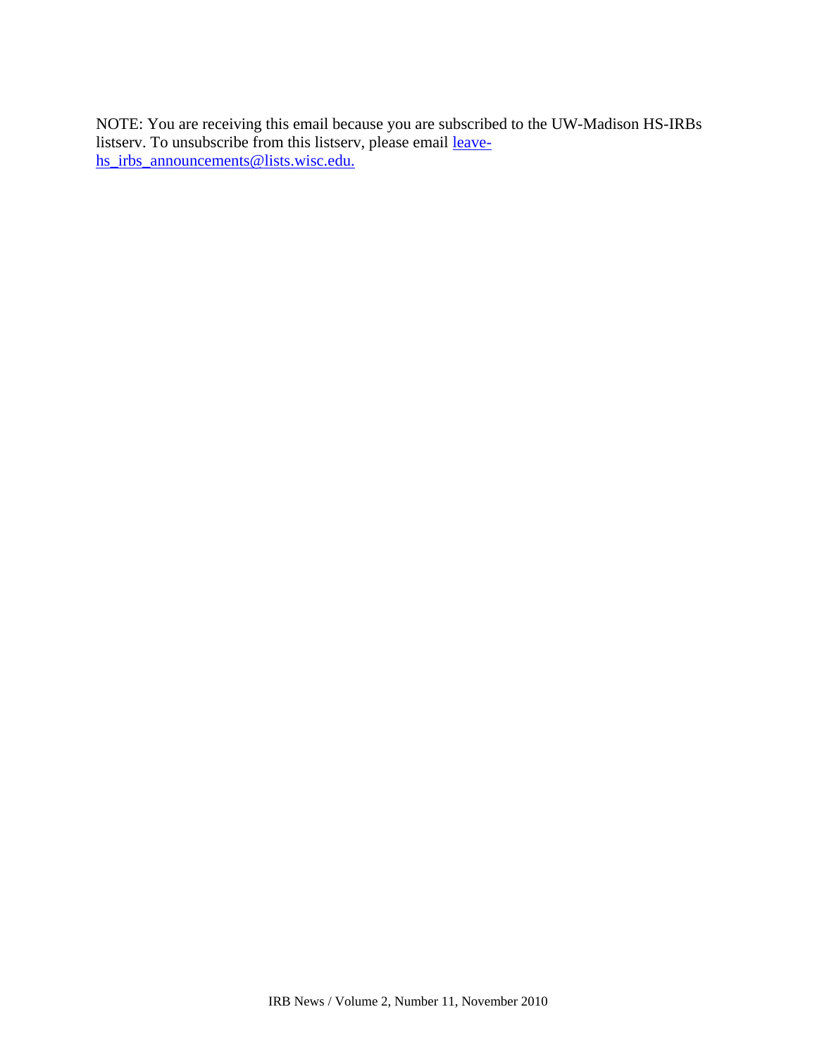NOTE: You are receiving this email because you are subscribed to the UW-Madison HS-IRBs listserv. To unsubscribe from this listserv, please email [leave-hs_irbs_announcements@lists.wisc.edu.](mailto:leave-hs_irbs_announcements@lists.wisc.edu)